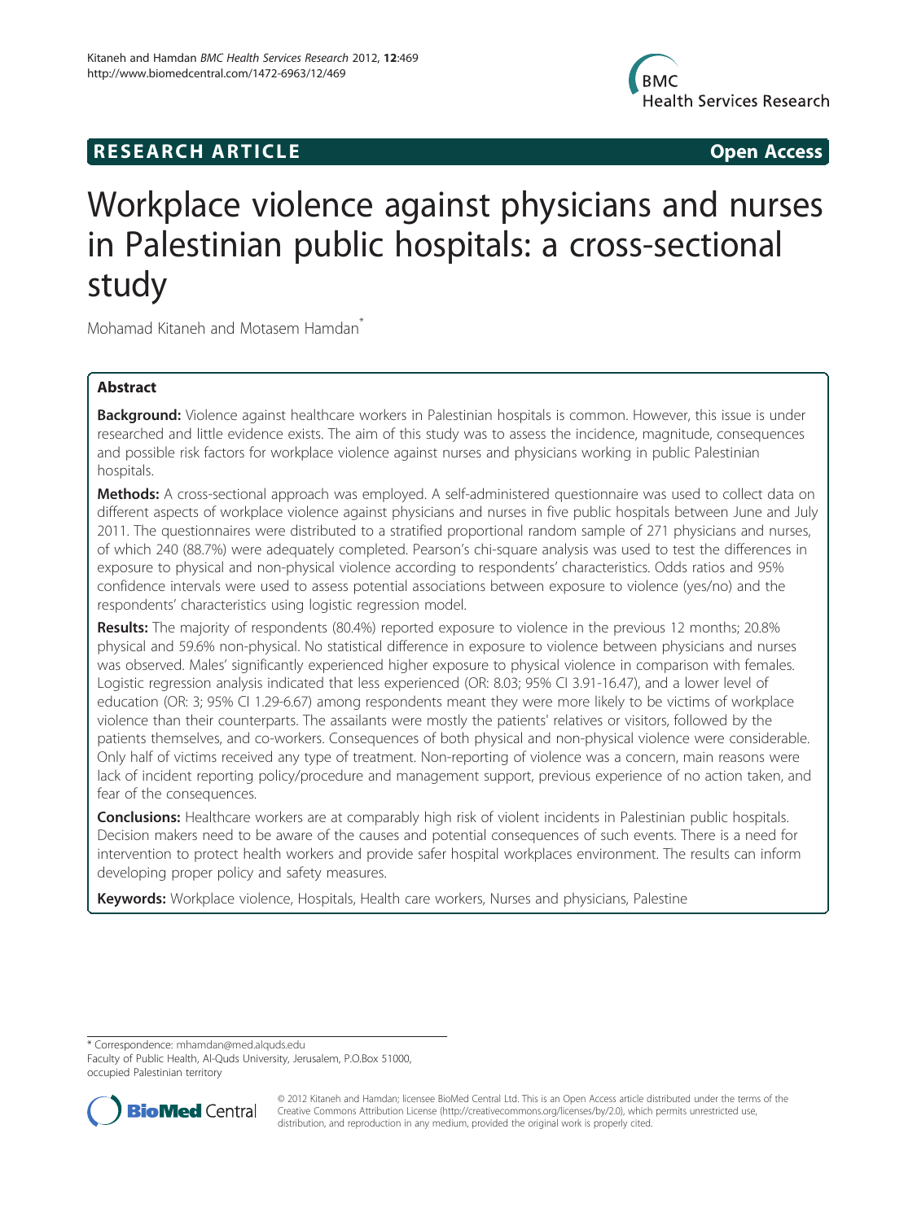**RESEARCH ARTICLE** **Open Access**

# Workplace violence against physicians and nurses in Palestinian public hospitals: a cross-sectional study

Mohamad Kitaneh and Motasem Hamdan*

## Abstract

**Background:** Violence against healthcare workers in Palestinian hospitals is common. However, this issue is under researched and little evidence exists. The aim of this study was to assess the incidence, magnitude, consequences and possible risk factors for workplace violence against nurses and physicians working in public Palestinian hospitals.

**Methods:** A cross-sectional approach was employed. A self-administered questionnaire was used to collect data on different aspects of workplace violence against physicians and nurses in five public hospitals between June and July 2011. The questionnaires were distributed to a stratified proportional random sample of 271 physicians and nurses, of which 240 (88.7%) were adequately completed. Pearson's chi-square analysis was used to test the differences in exposure to physical and non-physical violence according to respondents' characteristics. Odds ratios and 95% confidence intervals were used to assess potential associations between exposure to violence (yes/no) and the respondents' characteristics using logistic regression model.

**Results:** The majority of respondents (80.4%) reported exposure to violence in the previous 12 months; 20.8% physical and 59.6% non-physical. No statistical difference in exposure to violence between physicians and nurses was observed. Males' significantly experienced higher exposure to physical violence in comparison with females. Logistic regression analysis indicated that less experienced (OR: 8.03; 95% CI 3.91-16.47), and a lower level of education (OR: 3; 95% CI 1.29-6.67) among respondents meant they were more likely to be victims of workplace violence than their counterparts. The assailants were mostly the patients' relatives or visitors, followed by the patients themselves, and co-workers. Consequences of both physical and non-physical violence were considerable. Only half of victims received any type of treatment. Non-reporting of violence was a concern, main reasons were lack of incident reporting policy/procedure and management support, previous experience of no action taken, and fear of the consequences.

**Conclusions:** Healthcare workers are at comparably high risk of violent incidents in Palestinian public hospitals. Decision makers need to be aware of the causes and potential consequences of such events. There is a need for intervention to protect health workers and provide safer hospital workplaces environment. The results can inform developing proper policy and safety measures.

**Keywords:** Workplace violence, Hospitals, Health care workers, Nurses and physicians, Palestine

---

* Correspondence: mhamdan@med.alquds.edu
Faculty of Public Health, Al-Quds University, Jerusalem, P.O.Box 51000, occupied Palestinian territory

© 2012 Kitaneh and Hamdan; licensee BioMed Central Ltd. This is an Open Access article distributed under the terms of the Creative Commons Attribution License (http://creativecommons.org/licenses/by/2.0), which permits unrestricted use, distribution, and reproduction in any medium, provided the original work is properly cited.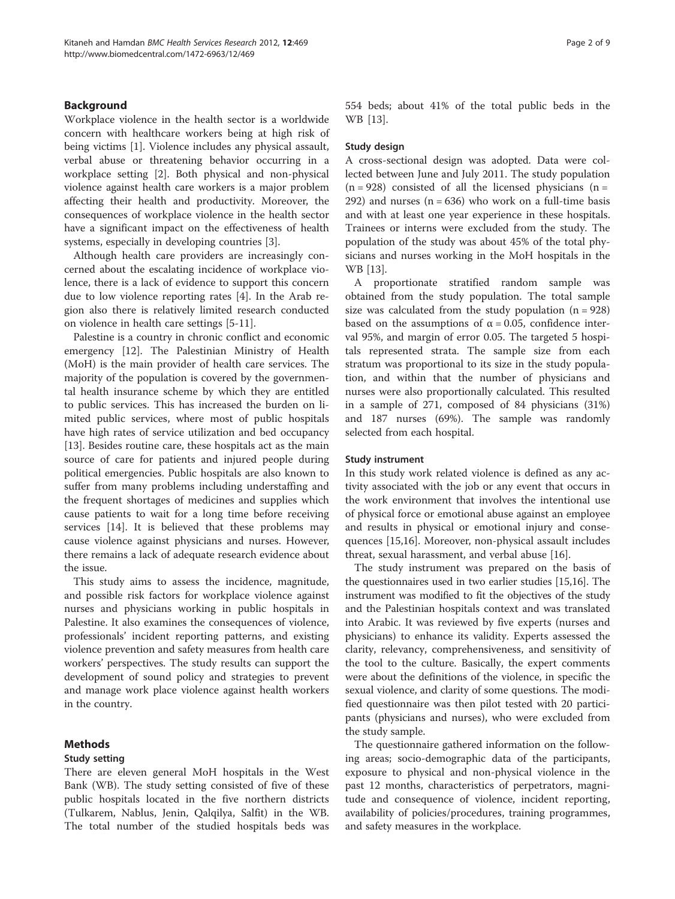## Background

Workplace violence in the health sector is a worldwide concern with healthcare workers being at high risk of being victims [1]. Violence includes any physical assault, verbal abuse or threatening behavior occurring in a workplace setting [2]. Both physical and non-physical violence against health care workers is a major problem affecting their health and productivity. Moreover, the consequences of workplace violence in the health sector have a significant impact on the effectiveness of health systems, especially in developing countries [3].

Although health care providers are increasingly concerned about the escalating incidence of workplace violence, there is a lack of evidence to support this concern due to low violence reporting rates [4]. In the Arab region also there is relatively limited research conducted on violence in health care settings [5-11].

Palestine is a country in chronic conflict and economic emergency [12]. The Palestinian Ministry of Health (MoH) is the main provider of health care services. The majority of the population is covered by the governmental health insurance scheme by which they are entitled to public services. This has increased the burden on limited public services, where most of public hospitals have high rates of service utilization and bed occupancy [13]. Besides routine care, these hospitals act as the main source of care for patients and injured people during political emergencies. Public hospitals are also known to suffer from many problems including understaffing and the frequent shortages of medicines and supplies which cause patients to wait for a long time before receiving services [14]. It is believed that these problems may cause violence against physicians and nurses. However, there remains a lack of adequate research evidence about the issue.

This study aims to assess the incidence, magnitude, and possible risk factors for workplace violence against nurses and physicians working in public hospitals in Palestine. It also examines the consequences of violence, professionals' incident reporting patterns, and existing violence prevention and safety measures from health care workers' perspectives. The study results can support the development of sound policy and strategies to prevent and manage work place violence against health workers in the country.

## Methods

### Study setting

There are eleven general MoH hospitals in the West Bank (WB). The study setting consisted of five of these public hospitals located in the five northern districts (Tulkarem, Nablus, Jenin, Qalqilya, Salfit) in the WB. The total number of the studied hospitals beds was 554 beds; about 41% of the total public beds in the WB [13].

### Study design

A cross-sectional design was adopted. Data were collected between June and July 2011. The study population (n = 928) consisted of all the licensed physicians (n = 292) and nurses (n = 636) who work on a full-time basis and with at least one year experience in these hospitals. Trainees or interns were excluded from the study. The population of the study was about 45% of the total physicians and nurses working in the MoH hospitals in the WB [13].

A proportionate stratified random sample was obtained from the study population. The total sample size was calculated from the study population (n = 928) based on the assumptions of $\alpha = 0.05$, confidence interval 95%, and margin of error 0.05. The targeted 5 hospitals represented strata. The sample size from each stratum was proportional to its size in the study population, and within that the number of physicians and nurses were also proportionally calculated. This resulted in a sample of 271, composed of 84 physicians (31%) and 187 nurses (69%). The sample was randomly selected from each hospital.

### Study instrument

In this study work related violence is defined as any activity associated with the job or any event that occurs in the work environment that involves the intentional use of physical force or emotional abuse against an employee and results in physical or emotional injury and consequences [15,16]. Moreover, non-physical assault includes threat, sexual harassment, and verbal abuse [16].

The study instrument was prepared on the basis of the questionnaires used in two earlier studies [15,16]. The instrument was modified to fit the objectives of the study and the Palestinian hospitals context and was translated into Arabic. It was reviewed by five experts (nurses and physicians) to enhance its validity. Experts assessed the clarity, relevancy, comprehensiveness, and sensitivity of the tool to the culture. Basically, the expert comments were about the definitions of the violence, in specific the sexual violence, and clarity of some questions. The modified questionnaire was then pilot tested with 20 participants (physicians and nurses), who were excluded from the study sample.

The questionnaire gathered information on the following areas; socio-demographic data of the participants, exposure to physical and non-physical violence in the past 12 months, characteristics of perpetrators, magnitude and consequence of violence, incident reporting, availability of policies/procedures, training programmes, and safety measures in the workplace.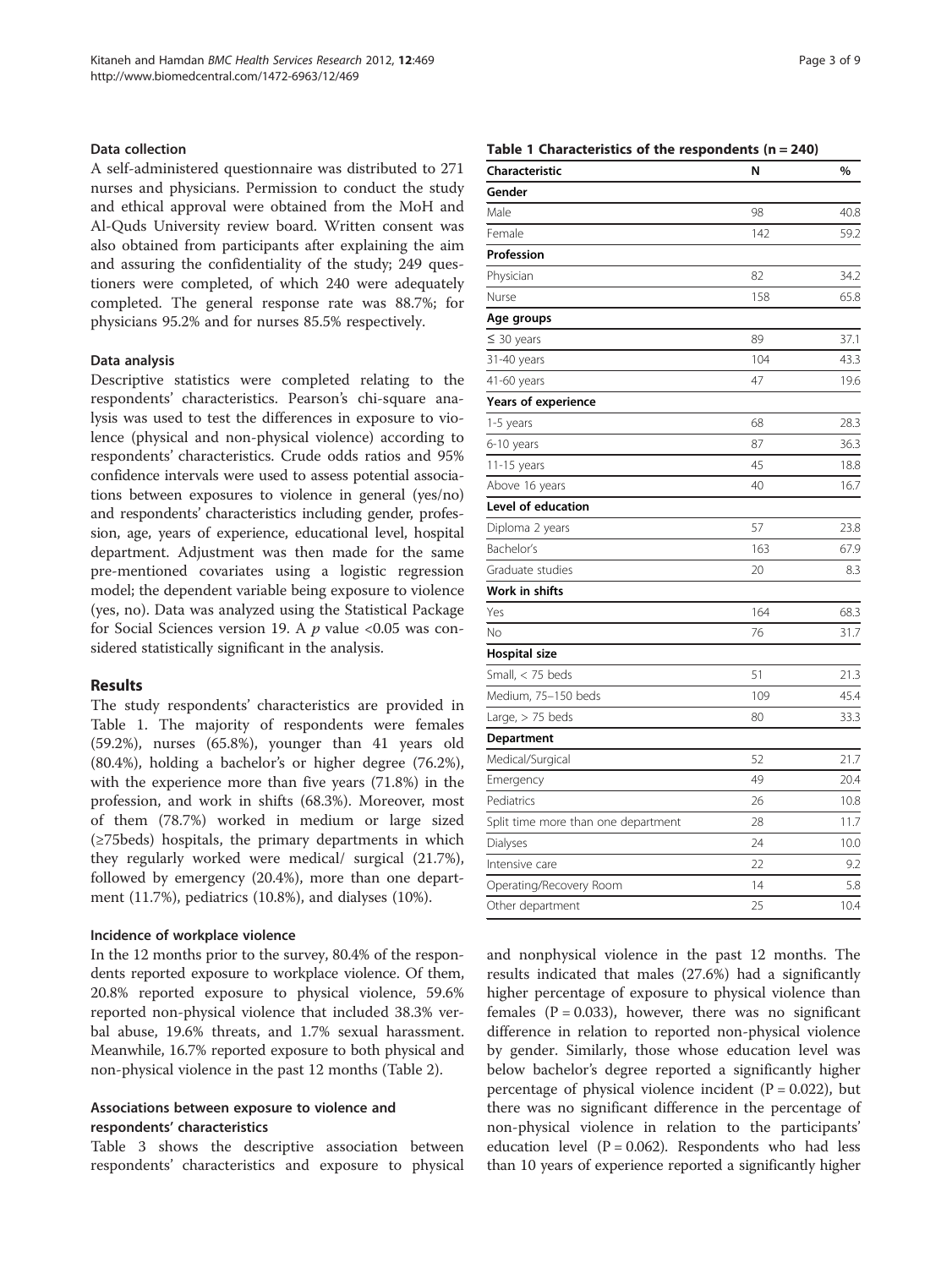### Data collection

A self-administered questionnaire was distributed to 271 nurses and physicians. Permission to conduct the study and ethical approval were obtained from the MoH and Al-Quds University review board. Written consent was also obtained from participants after explaining the aim and assuring the confidentiality of the study; 249 questioners were completed, of which 240 were adequately completed. The general response rate was 88.7%; for physicians 95.2% and for nurses 85.5% respectively.

### Data analysis

Descriptive statistics were completed relating to the respondents' characteristics. Pearson's chi-square analysis was used to test the differences in exposure to violence (physical and non-physical violence) according to respondents' characteristics. Crude odds ratios and 95% confidence intervals were used to assess potential associations between exposures to violence in general (yes/no) and respondents' characteristics including gender, profession, age, years of experience, educational level, hospital department. Adjustment was then made for the same pre-mentioned covariates using a logistic regression model; the dependent variable being exposure to violence (yes, no). Data was analyzed using the Statistical Package for Social Sciences version 19. A $p$ value <0.05 was considered statistically significant in the analysis.

## Results

The study respondents' characteristics are provided in Table 1. The majority of respondents were females (59.2%), nurses (65.8%), younger than 41 years old (80.4%), holding a bachelor's or higher degree (76.2%), with the experience more than five years (71.8%) in the profession, and work in shifts (68.3%). Moreover, most of them (78.7%) worked in medium or large sized (≥75beds) hospitals, the primary departments in which they regularly worked were medical/ surgical (21.7%), followed by emergency (20.4%), more than one department (11.7%), pediatrics (10.8%), and dialyses (10%).

**Table 1 Characteristics of the respondents (n = 240)**

| Characteristic | N | % |
|---|---|---|
| **Gender** | | |
| Male | 98 | 40.8 |
| Female | 142 | 59.2 |
| **Profession** | | |
| Physician | 82 | 34.2 |
| Nurse | 158 | 65.8 |
| **Age groups** | | |
| ≤ 30 years | 89 | 37.1 |
| 31-40 years | 104 | 43.3 |
| 41-60 years | 47 | 19.6 |
| **Years of experience** | | |
| 1-5 years | 68 | 28.3 |
| 6-10 years | 87 | 36.3 |
| 11-15 years | 45 | 18.8 |
| Above 16 years | 40 | 16.7 |
| **Level of education** | | |
| Diploma 2 years | 57 | 23.8 |
| Bachelor's | 163 | 67.9 |
| Graduate studies | 20 | 8.3 |
| **Work in shifts** | | |
| Yes | 164 | 68.3 |
| No | 76 | 31.7 |
| **Hospital size** | | |
| Small, < 75 beds | 51 | 21.3 |
| Medium, 75–150 beds | 109 | 45.4 |
| Large, > 75 beds | 80 | 33.3 |
| **Department** | | |
| Medical/Surgical | 52 | 21.7 |
| Emergency | 49 | 20.4 |
| Pediatrics | 26 | 10.8 |
| Split time more than one department | 28 | 11.7 |
| Dialyses | 24 | 10.0 |
| Intensive care | 22 | 9.2 |
| Operating/Recovery Room | 14 | 5.8 |
| Other department | 25 | 10.4 |

### Incidence of workplace violence

In the 12 months prior to the survey, 80.4% of the respondents reported exposure to workplace violence. Of them, 20.8% reported exposure to physical violence, 59.6% reported non-physical violence that included 38.3% verbal abuse, 19.6% threats, and 1.7% sexual harassment. Meanwhile, 16.7% reported exposure to both physical and non-physical violence in the past 12 months (Table 2).

### Associations between exposure to violence and respondents' characteristics

Table 3 shows the descriptive association between respondents' characteristics and exposure to physical and nonphysical violence in the past 12 months. The results indicated that males (27.6%) had a significantly higher percentage of exposure to physical violence than females ($P = 0.033$), however, there was no significant difference in relation to reported non-physical violence by gender. Similarly, those whose education level was below bachelor's degree reported a significantly higher percentage of physical violence incident ($P = 0.022$), but there was no significant difference in the percentage of non-physical violence in relation to the participants' education level ($P = 0.062$). Respondents who had less than 10 years of experience reported a significantly higher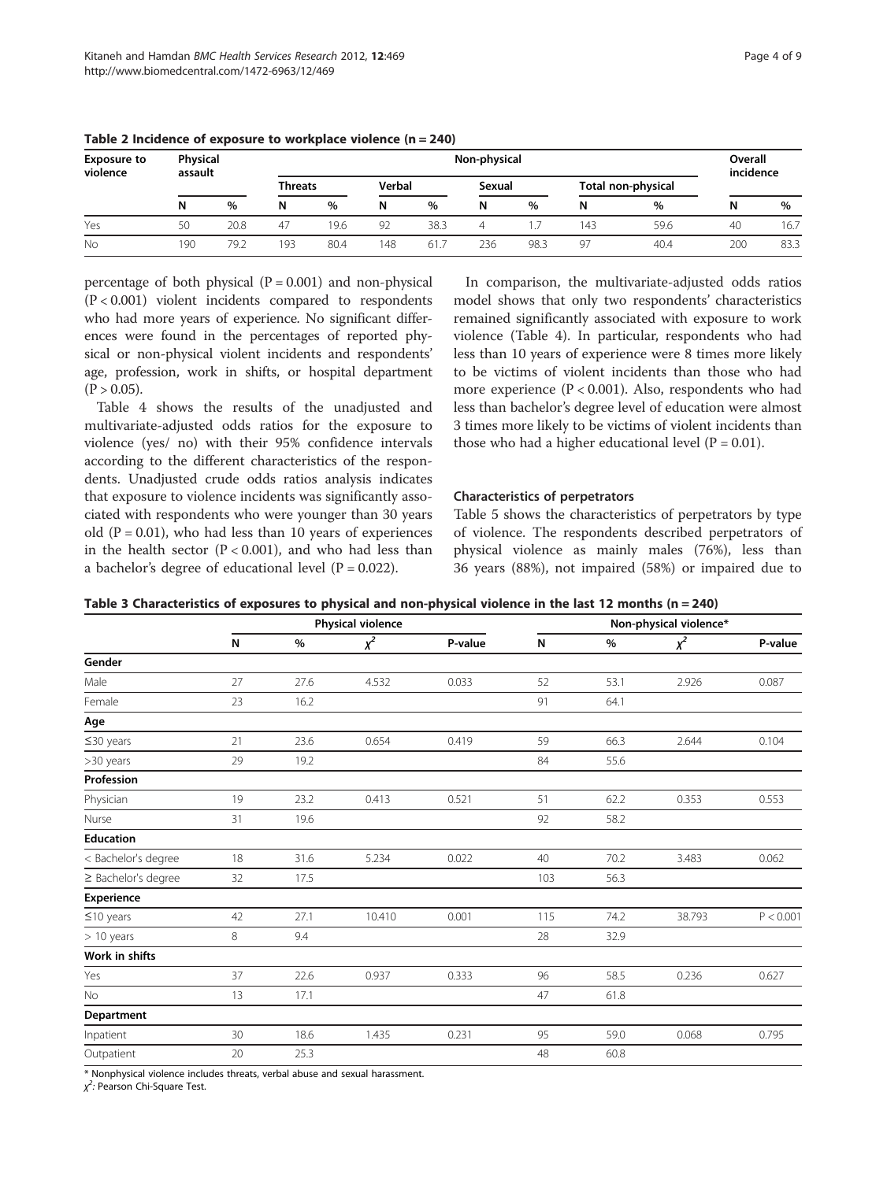**Table 2 Incidence of exposure to workplace violence (n = 240)**

| Exposure to violence | Physical assault | | Non-physical | | | | | | | | Overall incidence | |
|---|---|---|---|---|---|---|---|---|---|---|---|---|
| | | | Threats | | Verbal | | Sexual | | Total non-physical | | | |
| | N | % | N | % | N | % | N | % | N | % | N | % |
| Yes | 50 | 20.8 | 47 | 19.6 | 92 | 38.3 | 4 | 1.7 | 143 | 59.6 | 40 | 16.7 |
| No | 190 | 79.2 | 193 | 80.4 | 148 | 61.7 | 236 | 98.3 | 97 | 40.4 | 200 | 83.3 |

percentage of both physical (P = 0.001) and non-physical (P < 0.001) violent incidents compared to respondents who had more years of experience. No significant differences were found in the percentages of reported physical or non-physical violent incidents and respondents' age, profession, work in shifts, or hospital department (P > 0.05).

Table 4 shows the results of the unadjusted and multivariate-adjusted odds ratios for the exposure to violence (yes/ no) with their 95% confidence intervals according to the different characteristics of the respondents. Unadjusted crude odds ratios analysis indicates that exposure to violence incidents was significantly associated with respondents who were younger than 30 years old (P = 0.01), who had less than 10 years of experiences in the health sector (P < 0.001), and who had less than a bachelor's degree of educational level (P = 0.022).

In comparison, the multivariate-adjusted odds ratios model shows that only two respondents' characteristics remained significantly associated with exposure to work violence (Table 4). In particular, respondents who had less than 10 years of experience were 8 times more likely to be victims of violent incidents than those who had more experience (P < 0.001). Also, respondents who had less than bachelor's degree level of education were almost 3 times more likely to be victims of violent incidents than those who had a higher educational level (P = 0.01).

### Characteristics of perpetrators

Table 5 shows the characteristics of perpetrators by type of violence. The respondents described perpetrators of physical violence as mainly males (76%), less than 36 years (88%), not impaired (58%) or impaired due to

**Table 3 Characteristics of exposures to physical and non-physical violence in the last 12 months (n = 240)**

| | Physical violence | | | | Non-physical violence* | | | |
|---|---|---|---|---|---|---|---|---|
| | N | % | $\chi^2$ | P-value | N | % | $\chi^2$ | P-value |
| **Gender** | | | | | | | | |
| Male | 27 | 27.6 | 4.532 | 0.033 | 52 | 53.1 | 2.926 | 0.087 |
| Female | 23 | 16.2 | | | 91 | 64.1 | | |
| **Age** | | | | | | | | |
| ≤30 years | 21 | 23.6 | 0.654 | 0.419 | 59 | 66.3 | 2.644 | 0.104 |
| >30 years | 29 | 19.2 | | | 84 | 55.6 | | |
| **Profession** | | | | | | | | |
| Physician | 19 | 23.2 | 0.413 | 0.521 | 51 | 62.2 | 0.353 | 0.553 |
| Nurse | 31 | 19.6 | | | 92 | 58.2 | | |
| **Education** | | | | | | | | |
| < Bachelor's degree | 18 | 31.6 | 5.234 | 0.022 | 40 | 70.2 | 3.483 | 0.062 |
| ≥ Bachelor's degree | 32 | 17.5 | | | 103 | 56.3 | | |
| **Experience** | | | | | | | | |
| ≤10 years | 42 | 27.1 | 10.410 | 0.001 | 115 | 74.2 | 38.793 | P < 0.001 |
| > 10 years | 8 | 9.4 | | | 28 | 32.9 | | |
| **Work in shifts** | | | | | | | | |
| Yes | 37 | 22.6 | 0.937 | 0.333 | 96 | 58.5 | 0.236 | 0.627 |
| No | 13 | 17.1 | | | 47 | 61.8 | | |
| **Department** | | | | | | | | |
| Inpatient | 30 | 18.6 | 1.435 | 0.231 | 95 | 59.0 | 0.068 | 0.795 |
| Outpatient | 20 | 25.3 | | | 48 | 60.8 | | |

\* Nonphysical violence includes threats, verbal abuse and sexual harassment.
$\chi^2$: Pearson Chi-Square Test.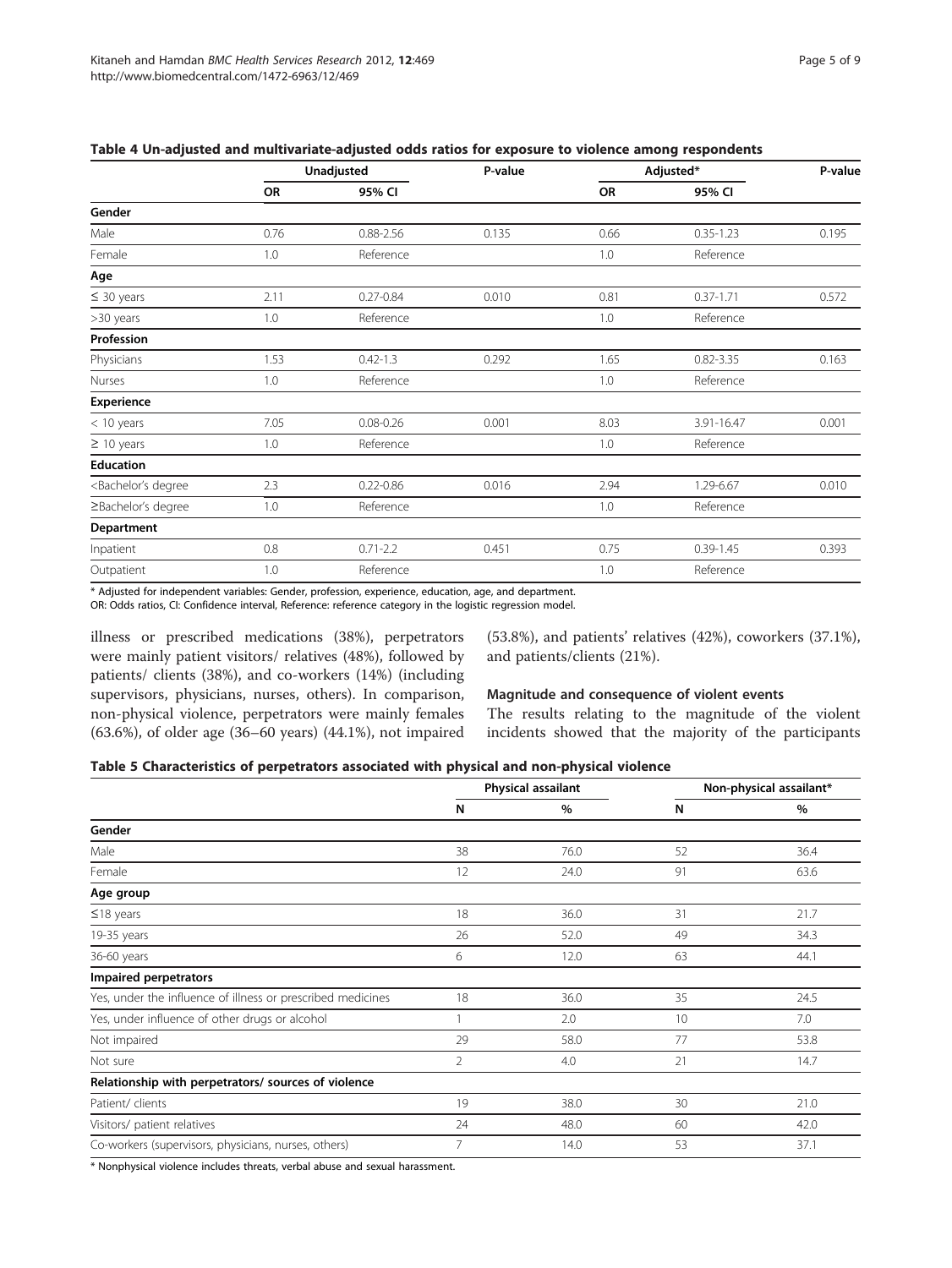**Table 4 Un-adjusted and multivariate-adjusted odds ratios for exposure to violence among respondents**

| | Unadjusted | | P-value | Adjusted* | | P-value |
|---|---|---|---|---|---|---|
| | OR | 95% CI | | OR | 95% CI | |
| **Gender** | | | | | | |
| Male | 0.76 | 0.88-2.56 | 0.135 | 0.66 | 0.35-1.23 | 0.195 |
| Female | 1.0 | Reference | | 1.0 | Reference | |
| **Age** | | | | | | |
| ≤ 30 years | 2.11 | 0.27-0.84 | 0.010 | 0.81 | 0.37-1.71 | 0.572 |
| >30 years | 1.0 | Reference | | 1.0 | Reference | |
| **Profession** | | | | | | |
| Physicians | 1.53 | 0.42-1.3 | 0.292 | 1.65 | 0.82-3.35 | 0.163 |
| Nurses | 1.0 | Reference | | 1.0 | Reference | |
| **Experience** | | | | | | |
| < 10 years | 7.05 | 0.08-0.26 | 0.001 | 8.03 | 3.91-16.47 | 0.001 |
| ≥ 10 years | 1.0 | Reference | | 1.0 | Reference | |
| **Education** | | | | | | |
| <Bachelor's degree | 2.3 | 0.22-0.86 | 0.016 | 2.94 | 1.29-6.67 | 0.010 |
| ≥Bachelor's degree | 1.0 | Reference | | 1.0 | Reference | |
| **Department** | | | | | | |
| Inpatient | 0.8 | 0.71-2.2 | 0.451 | 0.75 | 0.39-1.45 | 0.393 |
| Outpatient | 1.0 | Reference | | 1.0 | Reference | |

* Adjusted for independent variables: Gender, profession, experience, education, age, and department.
OR: Odds ratios, CI: Confidence interval, Reference: reference category in the logistic regression model.

illness or prescribed medications (38%), perpetrators were mainly patient visitors/ relatives (48%), followed by patients/ clients (38%), and co-workers (14%) (including supervisors, physicians, nurses, others). In comparison, non-physical violence, perpetrators were mainly females (63.6%), of older age (36–60 years) (44.1%), not impaired (53.8%), and patients' relatives (42%), coworkers (37.1%), and patients/clients (21%).

### Magnitude and consequence of violent events

The results relating to the magnitude of the violent incidents showed that the majority of the participants

**Table 5 Characteristics of perpetrators associated with physical and non-physical violence**

| | Physical assailant | | Non-physical assailant* | |
|---|---|---|---|---|
| | N | % | N | % |
| **Gender** | | | | |
| Male | 38 | 76.0 | 52 | 36.4 |
| Female | 12 | 24.0 | 91 | 63.6 |
| **Age group** | | | | |
| ≤18 years | 18 | 36.0 | 31 | 21.7 |
| 19-35 years | 26 | 52.0 | 49 | 34.3 |
| 36-60 years | 6 | 12.0 | 63 | 44.1 |
| **Impaired perpetrators** | | | | |
| Yes, under the influence of illness or prescribed medicines | 18 | 36.0 | 35 | 24.5 |
| Yes, under influence of other drugs or alcohol | 1 | 2.0 | 10 | 7.0 |
| Not impaired | 29 | 58.0 | 77 | 53.8 |
| Not sure | 2 | 4.0 | 21 | 14.7 |
| **Relationship with perpetrators/ sources of violence** | | | | |
| Patient/ clients | 19 | 38.0 | 30 | 21.0 |
| Visitors/ patient relatives | 24 | 48.0 | 60 | 42.0 |
| Co-workers (supervisors, physicians, nurses, others) | 7 | 14.0 | 53 | 37.1 |

* Nonphysical violence includes threats, verbal abuse and sexual harassment.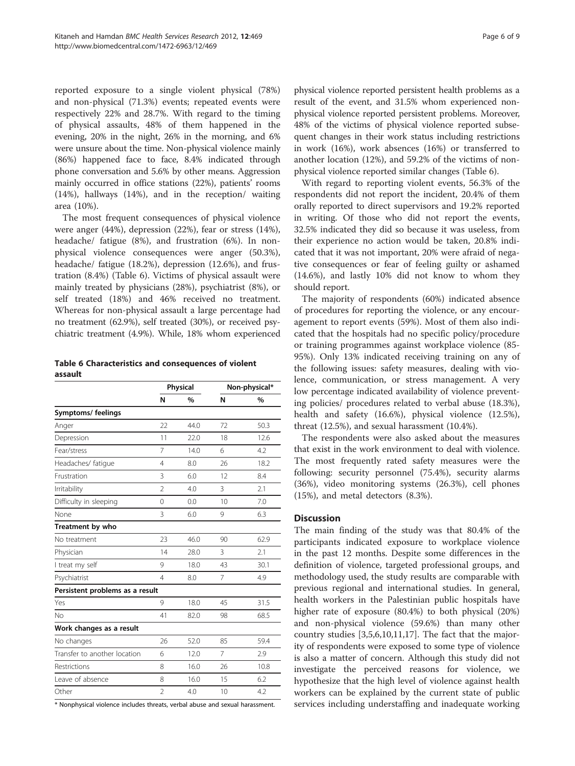reported exposure to a single violent physical (78%) and non-physical (71.3%) events; repeated events were respectively 22% and 28.7%. With regard to the timing of physical assaults, 48% of them happened in the evening, 20% in the night, 26% in the morning, and 6% were unsure about the time. Non-physical violence mainly (86%) happened face to face, 8.4% indicated through phone conversation and 5.6% by other means. Aggression mainly occurred in office stations (22%), patients' rooms (14%), hallways (14%), and in the reception/ waiting area (10%).

The most frequent consequences of physical violence were anger (44%), depression (22%), fear or stress (14%), headache/ fatigue (8%), and frustration (6%). In non-physical violence consequences were anger (50.3%), headache/ fatigue (18.2%), depression (12.6%), and frustration (8.4%) (Table 6). Victims of physical assault were mainly treated by physicians (28%), psychiatrist (8%), or self treated (18%) and 46% received no treatment. Whereas for non-physical assault a large percentage had no treatment (62.9%), self treated (30%), or received psychiatric treatment (4.9%). While, 18% whom experienced physical violence reported persistent health problems as a result of the event, and 31.5% whom experienced non-physical violence reported persistent problems. Moreover, 48% of the victims of physical violence reported subsequent changes in their work status including restrictions in work (16%), work absences (16%) or transferred to another location (12%), and 59.2% of the victims of non-physical violence reported similar changes (Table 6).

**Table 6 Characteristics and consequences of violent assault**

| | Physical | | Non-physical* | |
|---|---|---|---|---|
| | N | % | N | % |
| **Symptoms/ feelings** | | | | |
| Anger | 22 | 44.0 | 72 | 50.3 |
| Depression | 11 | 22.0 | 18 | 12.6 |
| Fear/stress | 7 | 14.0 | 6 | 4.2 |
| Headaches/ fatigue | 4 | 8.0 | 26 | 18.2 |
| Frustration | 3 | 6.0 | 12 | 8.4 |
| Irritability | 2 | 4.0 | 3 | 2.1 |
| Difficulty in sleeping | 0 | 0.0 | 10 | 7.0 |
| None | 3 | 6.0 | 9 | 6.3 |
| **Treatment by who** | | | | |
| No treatment | 23 | 46.0 | 90 | 62.9 |
| Physician | 14 | 28.0 | 3 | 2.1 |
| I treat my self | 9 | 18.0 | 43 | 30.1 |
| Psychiatrist | 4 | 8.0 | 7 | 4.9 |
| **Persistent problems as a result** | | | | |
| Yes | 9 | 18.0 | 45 | 31.5 |
| No | 41 | 82.0 | 98 | 68.5 |
| **Work changes as a result** | | | | |
| No changes | 26 | 52.0 | 85 | 59.4 |
| Transfer to another location | 6 | 12.0 | 7 | 2.9 |
| Restrictions | 8 | 16.0 | 26 | 10.8 |
| Leave of absence | 8 | 16.0 | 15 | 6.2 |
| Other | 2 | 4.0 | 10 | 4.2 |

\* Nonphysical violence includes threats, verbal abuse and sexual harassment.

With regard to reporting violent events, 56.3% of the respondents did not report the incident, 20.4% of them orally reported to direct supervisors and 19.2% reported in writing. Of those who did not report the events, 32.5% indicated they did so because it was useless, from their experience no action would be taken, 20.8% indicated that it was not important, 20% were afraid of negative consequences or fear of feeling guilty or ashamed (14.6%), and lastly 10% did not know to whom they should report.

The majority of respondents (60%) indicated absence of procedures for reporting the violence, or any encouragement to report events (59%). Most of them also indicated that the hospitals had no specific policy/procedure or training programmes against workplace violence (85-95%). Only 13% indicated receiving training on any of the following issues: safety measures, dealing with violence, communication, or stress management. A very low percentage indicated availability of violence preventing policies/ procedures related to verbal abuse (18.3%), health and safety (16.6%), physical violence (12.5%), threat (12.5%), and sexual harassment (10.4%).

The respondents were also asked about the measures that exist in the work environment to deal with violence. The most frequently rated safety measures were the following: security personnel (75.4%), security alarms (36%), video monitoring systems (26.3%), cell phones (15%), and metal detectors (8.3%).

## Discussion

The main finding of the study was that 80.4% of the participants indicated exposure to workplace violence in the past 12 months. Despite some differences in the definition of violence, targeted professional groups, and methodology used, the study results are comparable with previous regional and international studies. In general, health workers in the Palestinian public hospitals have higher rate of exposure (80.4%) to both physical (20%) and non-physical violence (59.6%) than many other country studies [3,5,6,10,11,17]. The fact that the majority of respondents were exposed to some type of violence is also a matter of concern. Although this study did not investigate the perceived reasons for violence, we hypothesize that the high level of violence against health workers can be explained by the current state of public services including understaffing and inadequate working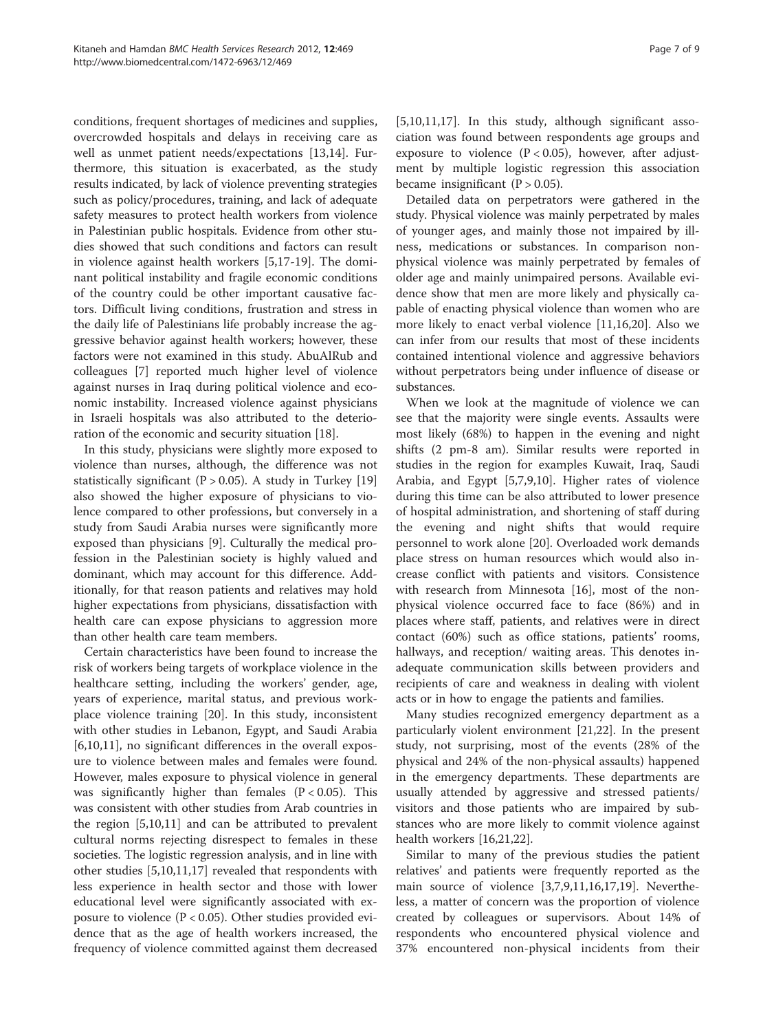conditions, frequent shortages of medicines and supplies, overcrowded hospitals and delays in receiving care as well as unmet patient needs/expectations [13,14]. Furthermore, this situation is exacerbated, as the study results indicated, by lack of violence preventing strategies such as policy/procedures, training, and lack of adequate safety measures to protect health workers from violence in Palestinian public hospitals. Evidence from other studies showed that such conditions and factors can result in violence against health workers [5,17-19]. The dominant political instability and fragile economic conditions of the country could be other important causative factors. Difficult living conditions, frustration and stress in the daily life of Palestinians life probably increase the aggressive behavior against health workers; however, these factors were not examined in this study. AbuAlRub and colleagues [7] reported much higher level of violence against nurses in Iraq during political violence and economic instability. Increased violence against physicians in Israeli hospitals was also attributed to the deterioration of the economic and security situation [18].

In this study, physicians were slightly more exposed to violence than nurses, although, the difference was not statistically significant ($P > 0.05$). A study in Turkey [19] also showed the higher exposure of physicians to violence compared to other professions, but conversely in a study from Saudi Arabia nurses were significantly more exposed than physicians [9]. Culturally the medical profession in the Palestinian society is highly valued and dominant, which may account for this difference. Additionally, for that reason patients and relatives may hold higher expectations from physicians, dissatisfaction with health care can expose physicians to aggression more than other health care team members.

Certain characteristics have been found to increase the risk of workers being targets of workplace violence in the healthcare setting, including the workers' gender, age, years of experience, marital status, and previous workplace violence training [20]. In this study, inconsistent with other studies in Lebanon, Egypt, and Saudi Arabia [6,10,11], no significant differences in the overall exposure to violence between males and females were found. However, males exposure to physical violence in general was significantly higher than females ($P < 0.05$). This was consistent with other studies from Arab countries in the region [5,10,11] and can be attributed to prevalent cultural norms rejecting disrespect to females in these societies. The logistic regression analysis, and in line with other studies [5,10,11,17] revealed that respondents with less experience in health sector and those with lower educational level were significantly associated with exposure to violence ($P < 0.05$). Other studies provided evidence that as the age of health workers increased, the frequency of violence committed against them decreased [5,10,11,17]. In this study, although significant association was found between respondents age groups and exposure to violence ($P < 0.05$), however, after adjustment by multiple logistic regression this association became insignificant ($P > 0.05$).

Detailed data on perpetrators were gathered in the study. Physical violence was mainly perpetrated by males of younger ages, and mainly those not impaired by illness, medications or substances. In comparison non-physical violence was mainly perpetrated by females of older age and mainly unimpaired persons. Available evidence show that men are more likely and physically capable of enacting physical violence than women who are more likely to enact verbal violence [11,16,20]. Also we can infer from our results that most of these incidents contained intentional violence and aggressive behaviors without perpetrators being under influence of disease or substances.

When we look at the magnitude of violence we can see that the majority were single events. Assaults were most likely (68%) to happen in the evening and night shifts (2 pm-8 am). Similar results were reported in studies in the region for examples Kuwait, Iraq, Saudi Arabia, and Egypt [5,7,9,10]. Higher rates of violence during this time can be also attributed to lower presence of hospital administration, and shortening of staff during the evening and night shifts that would require personnel to work alone [20]. Overloaded work demands place stress on human resources which would also increase conflict with patients and visitors. Consistence with research from Minnesota [16], most of the non-physical violence occurred face to face (86%) and in places where staff, patients, and relatives were in direct contact (60%) such as office stations, patients' rooms, hallways, and reception/ waiting areas. This denotes inadequate communication skills between providers and recipients of care and weakness in dealing with violent acts or in how to engage the patients and families.

Many studies recognized emergency department as a particularly violent environment [21,22]. In the present study, not surprising, most of the events (28% of the physical and 24% of the non-physical assaults) happened in the emergency departments. These departments are usually attended by aggressive and stressed patients/ visitors and those patients who are impaired by substances who are more likely to commit violence against health workers [16,21,22].

Similar to many of the previous studies the patient relatives' and patients were frequently reported as the main source of violence [3,7,9,11,16,17,19]. Nevertheless, a matter of concern was the proportion of violence created by colleagues or supervisors. About 14% of respondents who encountered physical violence and 37% encountered non-physical incidents from their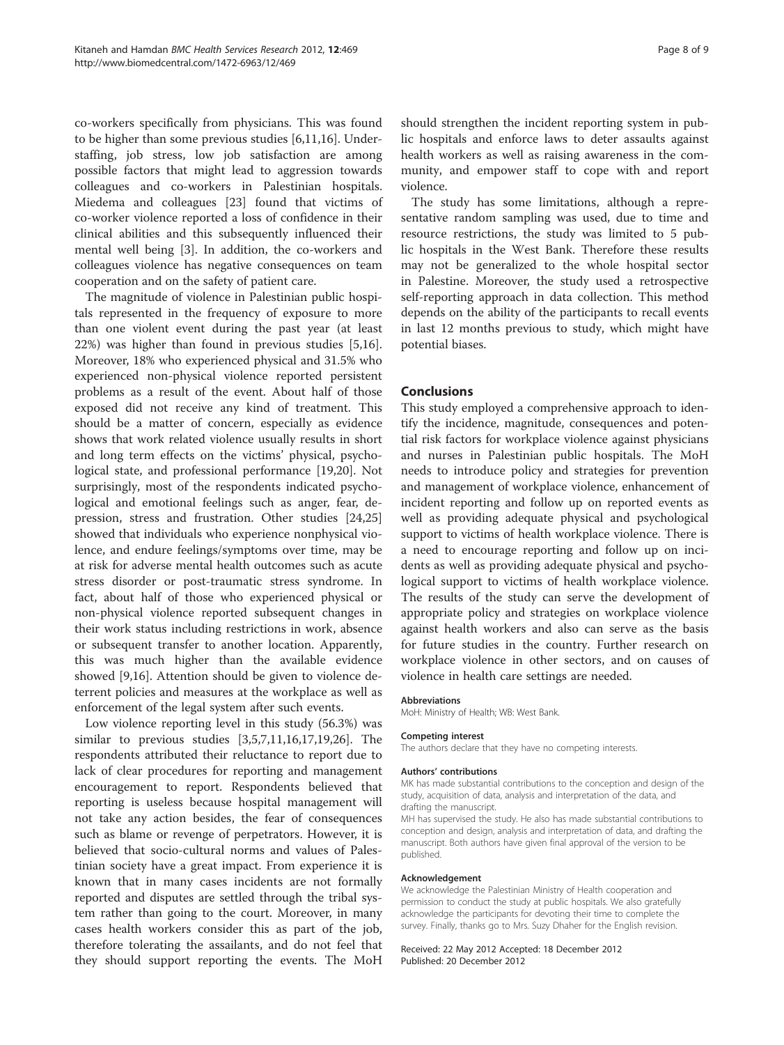co-workers specifically from physicians. This was found to be higher than some previous studies [6,11,16]. Understaffing, job stress, low job satisfaction are among possible factors that might lead to aggression towards colleagues and co-workers in Palestinian hospitals. Miedema and colleagues [23] found that victims of co-worker violence reported a loss of confidence in their clinical abilities and this subsequently influenced their mental well being [3]. In addition, the co-workers and colleagues violence has negative consequences on team cooperation and on the safety of patient care.

The magnitude of violence in Palestinian public hospitals represented in the frequency of exposure to more than one violent event during the past year (at least 22%) was higher than found in previous studies [5,16]. Moreover, 18% who experienced physical and 31.5% who experienced non-physical violence reported persistent problems as a result of the event. About half of those exposed did not receive any kind of treatment. This should be a matter of concern, especially as evidence shows that work related violence usually results in short and long term effects on the victims' physical, psychological state, and professional performance [19,20]. Not surprisingly, most of the respondents indicated psychological and emotional feelings such as anger, fear, depression, stress and frustration. Other studies [24,25] showed that individuals who experience nonphysical violence, and endure feelings/symptoms over time, may be at risk for adverse mental health outcomes such as acute stress disorder or post-traumatic stress syndrome. In fact, about half of those who experienced physical or non-physical violence reported subsequent changes in their work status including restrictions in work, absence or subsequent transfer to another location. Apparently, this was much higher than the available evidence showed [9,16]. Attention should be given to violence deterrent policies and measures at the workplace as well as enforcement of the legal system after such events.

Low violence reporting level in this study (56.3%) was similar to previous studies [3,5,7,11,16,17,19,26]. The respondents attributed their reluctance to report due to lack of clear procedures for reporting and management encouragement to report. Respondents believed that reporting is useless because hospital management will not take any action besides, the fear of consequences such as blame or revenge of perpetrators. However, it is believed that socio-cultural norms and values of Palestinian society have a great impact. From experience it is known that in many cases incidents are not formally reported and disputes are settled through the tribal system rather than going to the court. Moreover, in many cases health workers consider this as part of the job, therefore tolerating the assailants, and do not feel that they should support reporting the events. The MoH should strengthen the incident reporting system in public hospitals and enforce laws to deter assaults against health workers as well as raising awareness in the community, and empower staff to cope with and report violence.

The study has some limitations, although a representative random sampling was used, due to time and resource restrictions, the study was limited to 5 public hospitals in the West Bank. Therefore these results may not be generalized to the whole hospital sector in Palestine. Moreover, the study used a retrospective self-reporting approach in data collection. This method depends on the ability of the participants to recall events in last 12 months previous to study, which might have potential biases.

## Conclusions

This study employed a comprehensive approach to identify the incidence, magnitude, consequences and potential risk factors for workplace violence against physicians and nurses in Palestinian public hospitals. The MoH needs to introduce policy and strategies for prevention and management of workplace violence, enhancement of incident reporting and follow up on reported events as well as providing adequate physical and psychological support to victims of health workplace violence. There is a need to encourage reporting and follow up on incidents as well as providing adequate physical and psychological support to victims of health workplace violence. The results of the study can serve the development of appropriate policy and strategies on workplace violence against health workers and also can serve as the basis for future studies in the country. Further research on workplace violence in other sectors, and on causes of violence in health care settings are needed.

#### Abbreviations

MoH: Ministry of Health; WB: West Bank.

#### Competing interest

The authors declare that they have no competing interests.

#### Authors' contributions

MK has made substantial contributions to the conception and design of the study, acquisition of data, analysis and interpretation of the data, and drafting the manuscript.

MH has supervised the study. He also has made substantial contributions to conception and design, analysis and interpretation of data, and drafting the manuscript. Both authors have given final approval of the version to be published.

#### Acknowledgement

We acknowledge the Palestinian Ministry of Health cooperation and permission to conduct the study at public hospitals. We also gratefully acknowledge the participants for devoting their time to complete the survey. Finally, thanks go to Mrs. Suzy Dhaher for the English revision.

Received: 22 May 2012 Accepted: 18 December 2012
Published: 20 December 2012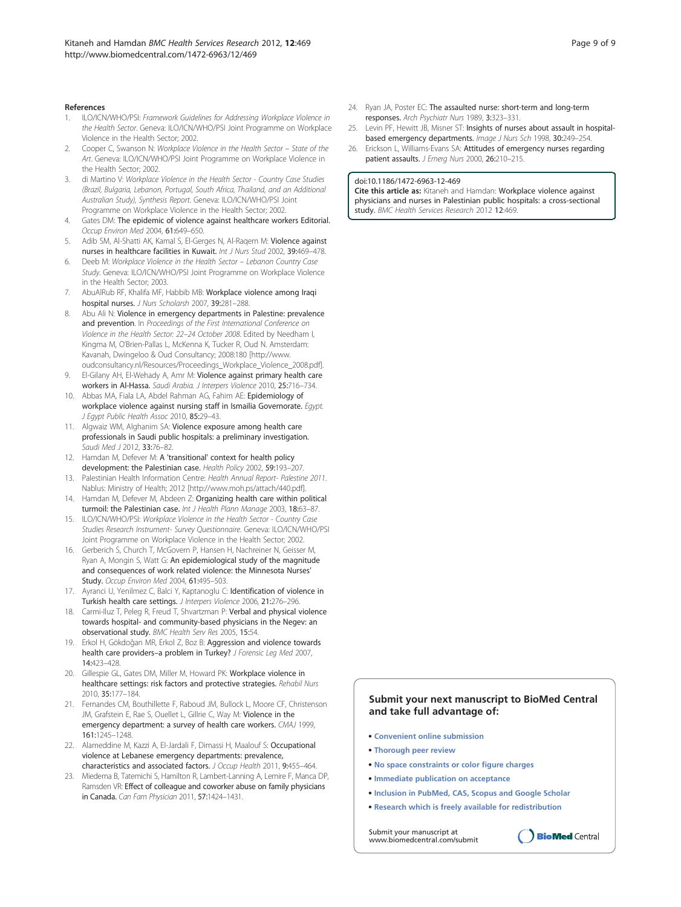## References

1. ILO/ICN/WHO/PSI: *Framework Guidelines for Addressing Workplace Violence in the Health Sector*. Geneva: ILO/ICN/WHO/PSI Joint Programme on Workplace Violence in the Health Sector; 2002.
2. Cooper C, Swanson N: *Workplace Violence in the Health Sector – State of the Art*. Geneva: ILO/ICN/WHO/PSI Joint Programme on Workplace Violence in the Health Sector; 2002.
3. di Martino V: *Workplace Violence in the Health Sector - Country Case Studies (Brazil, Bulgaria, Lebanon, Portugal, South Africa, Thailand, and an Additional Australian Study), Synthesis Report*. Geneva: ILO/ICN/WHO/PSI Joint Programme on Workplace Violence in the Health Sector; 2002.
4. Gates DM: **The epidemic of violence against healthcare workers Editorial.** *Occup Environ Med* 2004, **61:**649–650.
5. Adib SM, Al-Shatti AK, Kamal S, El-Gerges N, Al-Raqem M: **Violence against nurses in healthcare facilities in Kuwait.** *Int J Nurs Stud* 2002, **39:**469–478.
6. Deeb M: *Workplace Violence in the Health Sector – Lebanon Country Case Study*. Geneva: ILO/ICN/WHO/PSI Joint Programme on Workplace Violence in the Health Sector; 2003.
7. AbuAlRub RF, Khalifa MF, Habbib MB: **Workplace violence among Iraqi hospital nurses.** *J Nurs Scholarsh* 2007, **39:**281–288.
8. Abu Ali N: **Violence in emergency departments in Palestine: prevalence and prevention.** In *Proceedings of the First International Conference on Violence in the Health Sector: 22–24 October 2008*. Edited by Needham I, Kingma M, O'Brien-Pallas L, McKenna K, Tucker R, Oud N. Amsterdam: Kavanah, Dwingeloo & Oud Consultancy; 2008:180 [http://www.oudconsultancy.nl/Resources/Proceedings_Workplace_Violence_2008.pdf].
9. El-Gilany AH, El-Wehady A, Amr M: **Violence against primary health care workers in Al-Hassa.** *Saudi Arabia. J Interpers Violence* 2010, **25:**716–734.
10. Abbas MA, Fiala LA, Abdel Rahman AG, Fahim AE: **Epidemiology of workplace violence against nursing staff in Ismailia Governorate.** *Egypt. J Egypt Public Health Assoc* 2010, **85:**29–43.
11. Algwaiz WM, Alghanim SA: **Violence exposure among health care professionals in Saudi public hospitals: a preliminary investigation.** *Saudi Med J* 2012, **33:**76–82.
12. Hamdan M, Defever M: **A 'transitional' context for health policy development: the Palestinian case.** *Health Policy* 2002, **59:**193–207.
13. Palestinian Health Information Centre: *Health Annual Report- Palestine 2011*. Nablus: Ministry of Health; 2012 [http://www.moh.ps/attach/440.pdf].
14. Hamdan M, Defever M, Abdeen Z: **Organizing health care within political turmoil: the Palestinian case.** *Int J Health Plann Manage* 2003, **18:**63–87.
15. ILO/ICN/WHO/PSI: *Workplace Violence in the Health Sector - Country Case Studies Research Instrument- Survey Questionnaire*. Geneva: ILO/ICN/WHO/PSI Joint Programme on Workplace Violence in the Health Sector; 2002.
16. Gerberich S, Church T, McGovern P, Hansen H, Nachreiner N, Geisser M, Ryan A, Mongin S, Watt G: **An epidemiological study of the magnitude and consequences of work related violence: the Minnesota Nurses' Study.** *Occup Environ Med* 2004, **61:**495–503.
17. Ayranci U, Yenilmez C, Balci Y, Kaptanoglu C: **Identification of violence in Turkish health care settings.** *J Interpers Violence* 2006, **21:**276–296.
18. Carmi-Iluz T, Peleg R, Freud T, Shvartzman P: **Verbal and physical violence towards hospital- and community-based physicians in the Negev: an observational study.** *BMC Health Serv Res* 2005, **15:**54.
19. Erkol H, Gökdoğan MR, Erkol Z, Boz B: **Aggression and violence towards health care providers–a problem in Turkey?** *J Forensic Leg Med* 2007, **14:**423–428.
20. Gillespie GL, Gates DM, Miller M, Howard PK: **Workplace violence in healthcare settings: risk factors and protective strategies.** *Rehabil Nurs* 2010, **35:**177–184.
21. Fernandes CM, Bouthillette F, Raboud JM, Bullock L, Moore CF, Christenson JM, Grafstein E, Rae S, Ouellet L, Gillrie C, Way M: **Violence in the emergency department: a survey of health care workers.** *CMAJ* 1999, **161:**1245–1248.
22. Alameddine M, Kazzi A, El-Jardali F, Dimassi H, Maalouf S: **Occupational violence at Lebanese emergency departments: prevalence, characteristics and associated factors.** *J Occup Health* 2011, **9:**455–464.
23. Miedema B, Tatemichi S, Hamilton R, Lambert-Lanning A, Lemire F, Manca DP, Ramsden VR: **Effect of colleague and coworker abuse on family physicians in Canada.** *Can Fam Physician* 2011, **57:**1424–1431.
24. Ryan JA, Poster EC: **The assaulted nurse: short-term and long-term responses.** *Arch Psychiatr Nurs* 1989, **3:**323–331.
25. Levin PF, Hewitt JB, Misner ST: **Insights of nurses about assault in hospital-based emergency departments.** *Image J Nurs Sch* 1998, **30:**249–254.
26. Erickson L, Williams-Evans SA: **Attitudes of emergency nurses regarding patient assaults.** *J Emerg Nurs* 2000, **26:**210–215.

doi:10.1186/1472-6963-12-469

**Cite this article as:** Kitaneh and Hamdan: Workplace violence against physicians and nurses in Palestinian public hospitals: a cross-sectional study. *BMC Health Services Research* 2012 **12**:469.

**Submit your next manuscript to BioMed Central and take full advantage of:**

- Convenient online submission
- Thorough peer review
- No space constraints or color figure charges
- Immediate publication on acceptance
- Inclusion in PubMed, CAS, Scopus and Google Scholar
- Research which is freely available for redistribution

Submit your manuscript at www.biomedcentral.com/submit

BioMed Central